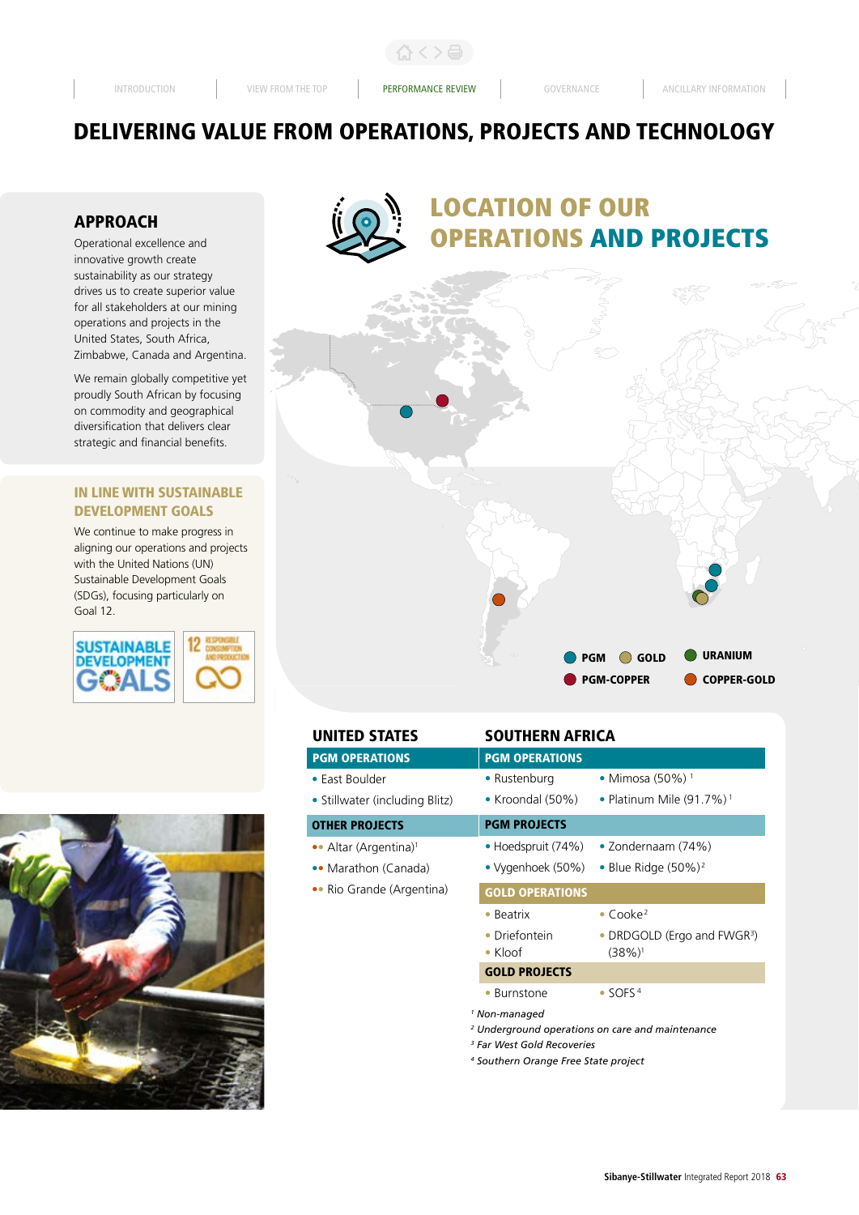# DELIVERING VALUE FROM OPERATIONS, PROJECTS AND TECHNOLOGY

## APPROACH

Operational excellence and innovative growth create sustainability as our strategy drives us to create superior value for all stakeholders at our mining operations and projects in the United States, South Africa, Zimbabwe, Canada and Argentina.

We remain globally competitive yet proudly South African by focusing on commodity and geographical diversification that delivers clear strategic and financial benefits.

## IN LINE WITH SUSTAINABLE DEVELOPMENT GOALS

We continue to make progress in aligning our operations and projects with the United Nations (UN) Sustainable Development Goals (SDGs), focusing particularly on Goal 12.

SUSTAINABLE DEVELOPMENT GOALS

12 RESPONSIBLE CONSUMPTION AND PRODUCTION

## LOCATION OF OUR OPERATIONS AND PROJECTS

- PGM
- GOLD
- URANIUM
- PGM-COPPER
- COPPER-GOLD

### UNITED STATES

| PGM OPERATIONS |
|---|
| East Boulder |
| Stillwater (including Blitz) |

| OTHER PROJECTS |
|---|
| Altar (Argentina)[1] |
| Marathon (Canada) |
| Rio Grande (Argentina) |

### SOUTHERN AFRICA

| PGM OPERATIONS | |
|---|---|
| Rustenburg | Mimosa (50%)[1] |
| Kroondal (50%) | Platinum Mile (91.7%)[1] |

| PGM PROJECTS | |
|---|---|
| Hoedspruit (74%) | Zondernaam (74%) |
| Vygenhoek (50%) | Blue Ridge (50%)[2] |

| GOLD OPERATIONS | |
|---|---|
| Beatrix | Cooke[2] |
| Driefontein | DRDGOLD (Ergo and FWGR[3]) (38%)[1] |
| Kloof | |

| GOLD PROJECTS | |
|---|---|
| Burnstone | SOFS[4] |

*[1] Non-managed*
*[2] Underground operations on care and maintenance*
*[3] Far West Gold Recoveries*
*[4] Southern Orange Free State project*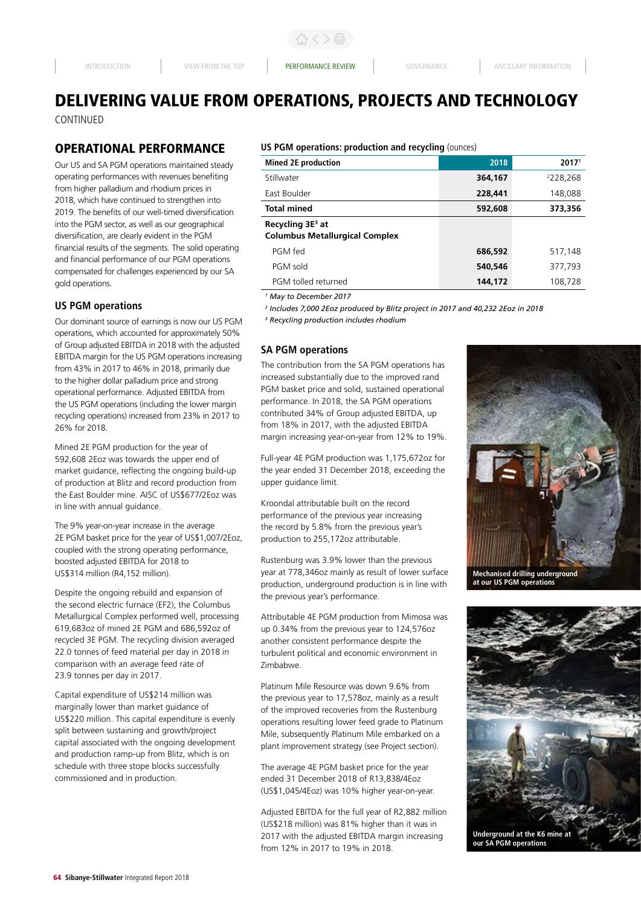# DELIVERING VALUE FROM OPERATIONS, PROJECTS AND TECHNOLOGY

CONTINUED

## OPERATIONAL PERFORMANCE

Our US and SA PGM operations maintained steady operating performances with revenues benefiting from higher palladium and rhodium prices in 2018, which have continued to strengthen into 2019. The benefits of our well-timed diversification into the PGM sector, as well as our geographical diversification, are clearly evident in the PGM financial results of the segments. The solid operating and financial performance of our PGM operations compensated for challenges experienced by our SA gold operations.

### US PGM operations

Our dominant source of earnings is now our US PGM operations, which accounted for approximately 50% of Group adjusted EBITDA in 2018 with the adjusted EBITDA margin for the US PGM operations increasing from 43% in 2017 to 46% in 2018, primarily due to the higher dollar palladium price and strong operational performance. Adjusted EBITDA from the US PGM operations (including the lower margin recycling operations) increased from 23% in 2017 to 26% for 2018.

Mined 2E PGM production for the year of 592,608 2Eoz was towards the upper end of market guidance, reflecting the ongoing build-up of production at Blitz and record production from the East Boulder mine. AISC of US$677/2Eoz was in line with annual guidance.

The 9% year-on-year increase in the average 2E PGM basket price for the year of US$1,007/2Eoz, coupled with the strong operating performance, boosted adjusted EBITDA for 2018 to US$314 million (R4,152 million).

Despite the ongoing rebuild and expansion of the second electric furnace (EF2), the Columbus Metallurgical Complex performed well, processing 619,683oz of mined 2E PGM and 686,592oz of recycled 3E PGM. The recycling division averaged 22.0 tonnes of feed material per day in 2018 in comparison with an average feed rate of 23.9 tonnes per day in 2017.

Capital expenditure of US$214 million was marginally lower than market guidance of US$220 million. This capital expenditure is evenly split between sustaining and growth/project capital associated with the ongoing development and production ramp-up from Blitz, which is on schedule with three stope blocks successfully commissioned and in production.

**US PGM operations: production and recycling** (ounces)

| Mined 2E production | 2018 | 2017[1] |
|---|---|---|
| Stillwater | **364,167** | [2]228,268 |
| East Boulder | **228,441** | 148,088 |
| **Total mined** | **592,608** | **373,356** |
| **Recycling 3E[3] at Columbus Metallurgical Complex** | | |
| PGM fed | **686,592** | 517,148 |
| PGM sold | **540,546** | 377,793 |
| PGM tolled returned | **144,172** | 108,728 |

*[1] May to December 2017*

*[2] Includes 7,000 2Eoz produced by Blitz project in 2017 and 40,232 2Eoz in 2018*

*[3] Recycling production includes rhodium*

### SA PGM operations

The contribution from the SA PGM operations has increased substantially due to the improved rand PGM basket price and solid, sustained operational performance. In 2018, the SA PGM operations contributed 34% of Group adjusted EBITDA, up from 18% in 2017, with the adjusted EBITDA margin increasing year-on-year from 12% to 19%.

Full-year 4E PGM production was 1,175,672oz for the year ended 31 December 2018, exceeding the upper guidance limit.

Kroondal attributable built on the record performance of the previous year increasing the record by 5.8% from the previous year's production to 255,172oz attributable.

Rustenburg was 3.9% lower than the previous year at 778,346oz mainly as result of lower surface production, underground production is in line with the previous year's performance.

Attributable 4E PGM production from Mimosa was up 0.34% from the previous year to 124,576oz another consistent performance despite the turbulent political and economic environment in Zimbabwe.

Platinum Mile Resource was down 9.6% from the previous year to 17,578oz, mainly as a result of the improved recoveries from the Rustenburg operations resulting lower feed grade to Platinum Mile, subsequently Platinum Mile embarked on a plant improvement strategy (see Project section).

The average 4E PGM basket price for the year ended 31 December 2018 of R13,838/4Eoz (US$1,045/4Eoz) was 10% higher year-on-year.

Adjusted EBITDA for the full year of R2,882 million (US$218 million) was 81% higher than it was in 2017 with the adjusted EBITDA margin increasing from 12% in 2017 to 19% in 2018.

Mechanised drilling underground at our US PGM operations

Underground at the K6 mine at our SA PGM operations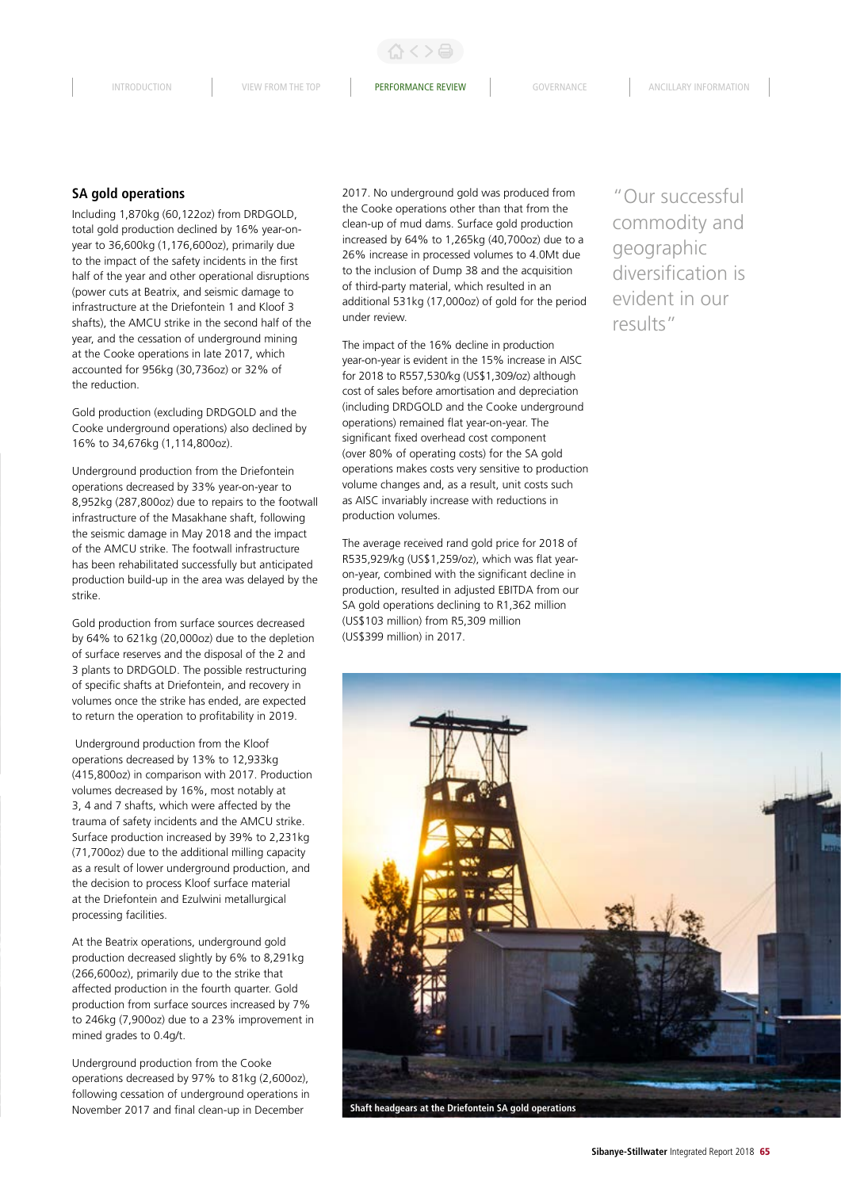## SA gold operations

Including 1,870kg (60,122oz) from DRDGOLD, total gold production declined by 16% year-on-year to 36,600kg (1,176,600oz), primarily due to the impact of the safety incidents in the first half of the year and other operational disruptions (power cuts at Beatrix, and seismic damage to infrastructure at the Driefontein 1 and Kloof 3 shafts), the AMCU strike in the second half of the year, and the cessation of underground mining at the Cooke operations in late 2017, which accounted for 956kg (30,736oz) or 32% of the reduction.

Gold production (excluding DRDGOLD and the Cooke underground operations) also declined by 16% to 34,676kg (1,114,800oz).

Underground production from the Driefontein operations decreased by 33% year-on-year to 8,952kg (287,800oz) due to repairs to the footwall infrastructure of the Masakhane shaft, following the seismic damage in May 2018 and the impact of the AMCU strike. The footwall infrastructure has been rehabilitated successfully but anticipated production build-up in the area was delayed by the strike.

Gold production from surface sources decreased by 64% to 621kg (20,000oz) due to the depletion of surface reserves and the disposal of the 2 and 3 plants to DRDGOLD. The possible restructuring of specific shafts at Driefontein, and recovery in volumes once the strike has ended, are expected to return the operation to profitability in 2019.

Underground production from the Kloof operations decreased by 13% to 12,933kg (415,800oz) in comparison with 2017. Production volumes decreased by 16%, most notably at 3, 4 and 7 shafts, which were affected by the trauma of safety incidents and the AMCU strike. Surface production increased by 39% to 2,231kg (71,700oz) due to the additional milling capacity as a result of lower underground production, and the decision to process Kloof surface material at the Driefontein and Ezulwini metallurgical processing facilities.

At the Beatrix operations, underground gold production decreased slightly by 6% to 8,291kg (266,600oz), primarily due to the strike that affected production in the fourth quarter. Gold production from surface sources increased by 7% to 246kg (7,900oz) due to a 23% improvement in mined grades to 0.4g/t.

Underground production from the Cooke operations decreased by 97% to 81kg (2,600oz), following cessation of underground operations in November 2017 and final clean-up in December 2017. No underground gold was produced from the Cooke operations other than that from the clean-up of mud dams. Surface gold production increased by 64% to 1,265kg (40,700oz) due to a 26% increase in processed volumes to 4.0Mt due to the inclusion of Dump 38 and the acquisition of third-party material, which resulted in an additional 531kg (17,000oz) of gold for the period under review.

The impact of the 16% decline in production year-on-year is evident in the 15% increase in AISC for 2018 to R557,530/kg (US$1,309/oz) although cost of sales before amortisation and depreciation (including DRDGOLD and the Cooke underground operations) remained flat year-on-year. The significant fixed overhead cost component (over 80% of operating costs) for the SA gold operations makes costs very sensitive to production volume changes and, as a result, unit costs such as AISC invariably increase with reductions in production volumes.

The average received rand gold price for 2018 of R535,929/kg (US$1,259/oz), which was flat year-on-year, combined with the significant decline in production, resulted in adjusted EBITDA from our SA gold operations declining to R1,362 million (US$103 million) from R5,309 million (US$399 million) in 2017.

"Our successful commodity and geographic diversification is evident in our results"

Shaft headgears at the Driefontein SA gold operations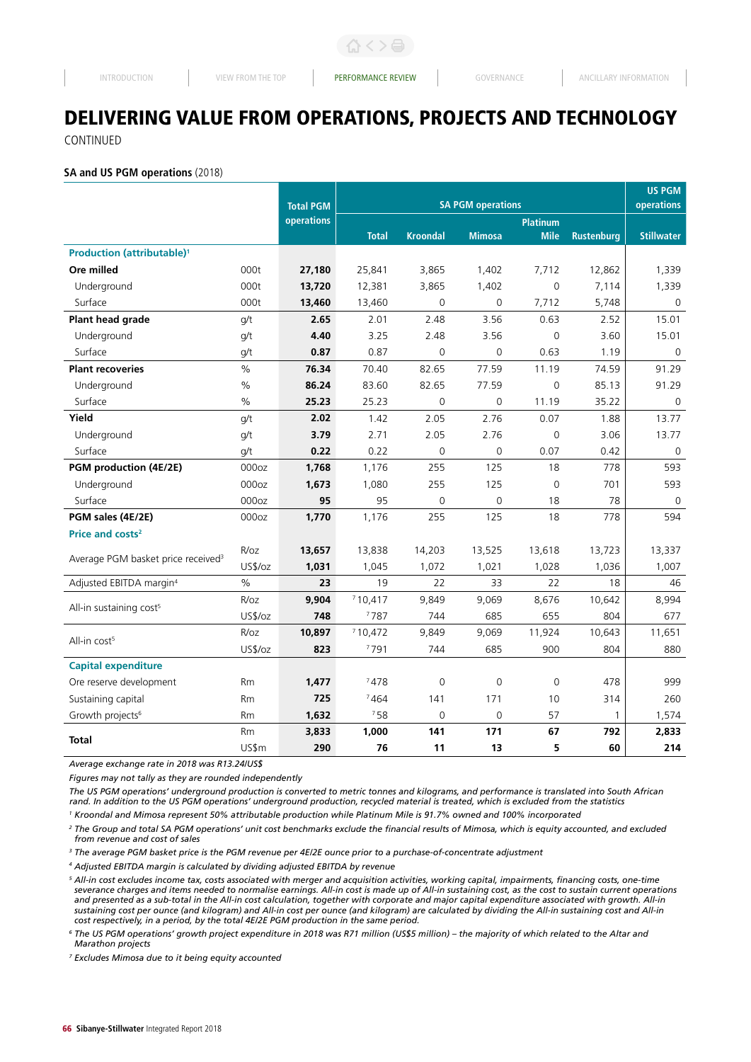# DELIVERING VALUE FROM OPERATIONS, PROJECTS AND TECHNOLOGY

CONTINUED

**SA and US PGM operations** (2018)

| | | Total PGM operations | SA PGM operations | | | | | US PGM operations |
|---|---|---|---|---|---|---|---|---|
| | | | Total | Kroondal | Mimosa | Platinum Mile | Rustenburg | Stillwater |
| **Production (attributable)**[1] | | | | | | | | |
| **Ore milled** | 000t | **27,180** | 25,841 | 3,865 | 1,402 | 7,712 | 12,862 | 1,339 |
| Underground | 000t | **13,720** | 12,381 | 3,865 | 1,402 | 0 | 7,114 | 1,339 |
| Surface | 000t | **13,460** | 13,460 | 0 | 0 | 7,712 | 5,748 | 0 |
| **Plant head grade** | g/t | **2.65** | 2.01 | 2.48 | 3.56 | 0.63 | 2.52 | 15.01 |
| Underground | g/t | **4.40** | 3.25 | 2.48 | 3.56 | 0 | 3.60 | 15.01 |
| Surface | g/t | **0.87** | 0.87 | 0 | 0 | 0.63 | 1.19 | 0 |
| **Plant recoveries** | % | **76.34** | 70.40 | 82.65 | 77.59 | 11.19 | 74.59 | 91.29 |
| Underground | % | **86.24** | 83.60 | 82.65 | 77.59 | 0 | 85.13 | 91.29 |
| Surface | % | **25.23** | 25.23 | 0 | 0 | 11.19 | 35.22 | 0 |
| **Yield** | g/t | **2.02** | 1.42 | 2.05 | 2.76 | 0.07 | 1.88 | 13.77 |
| Underground | g/t | **3.79** | 2.71 | 2.05 | 2.76 | 0 | 3.06 | 13.77 |
| Surface | g/t | **0.22** | 0.22 | 0 | 0 | 0.07 | 0.42 | 0 |
| **PGM production (4E/2E)** | 000oz | **1,768** | 1,176 | 255 | 125 | 18 | 778 | 593 |
| Underground | 000oz | **1,673** | 1,080 | 255 | 125 | 0 | 701 | 593 |
| Surface | 000oz | **95** | 95 | 0 | 0 | 18 | 78 | 0 |
| **PGM sales (4E/2E)** | 000oz | **1,770** | 1,176 | 255 | 125 | 18 | 778 | 594 |
| **Price and costs**[2] | | | | | | | | |
| Average PGM basket price received[3] | R/oz | **13,657** | 13,838 | 14,203 | 13,525 | 13,618 | 13,723 | 13,337 |
| | US$/oz | **1,031** | 1,045 | 1,072 | 1,021 | 1,028 | 1,036 | 1,007 |
| Adjusted EBITDA margin[4] | % | **23** | 19 | 22 | 33 | 22 | 18 | 46 |
| All-in sustaining cost[5] | R/oz | **9,904** | [7] 10,417 | 9,849 | 9,069 | 8,676 | 10,642 | 8,994 |
| | US$/oz | **748** | [7] 787 | 744 | 685 | 655 | 804 | 677 |
| All-in cost[5] | R/oz | **10,897** | [7] 10,472 | 9,849 | 9,069 | 11,924 | 10,643 | 11,651 |
| | US$/oz | **823** | [7] 791 | 744 | 685 | 900 | 804 | 880 |
| **Capital expenditure** | | | | | | | | |
| Ore reserve development | Rm | **1,477** | [7] 478 | 0 | 0 | 0 | 478 | 999 |
| Sustaining capital | Rm | **725** | [7] 464 | 141 | 171 | 10 | 314 | 260 |
| Growth projects[6] | Rm | **1,632** | [7] 58 | 0 | 0 | 57 | 1 | 1,574 |
| **Total** | Rm | **3,833** | **1,000** | **141** | **171** | **67** | **792** | **2,833** |
| | US$m | **290** | **76** | **11** | **13** | **5** | **60** | **214** |

*Average exchange rate in 2018 was R13.24/US$*

*Figures may not tally as they are rounded independently*

*The US PGM operations' underground production is converted to metric tonnes and kilograms, and performance is translated into South African rand. In addition to the US PGM operations' underground production, recycled material is treated, which is excluded from the statistics*

[1] *Kroondal and Mimosa represent 50% attributable production while Platinum Mile is 91.7% owned and 100% incorporated*

[2] *The Group and total SA PGM operations' unit cost benchmarks exclude the financial results of Mimosa, which is equity accounted, and excluded from revenue and cost of sales*

[3] *The average PGM basket price is the PGM revenue per 4E/2E ounce prior to a purchase-of-concentrate adjustment*

[4] *Adjusted EBITDA margin is calculated by dividing adjusted EBITDA by revenue*

[5] *All-in cost excludes income tax, costs associated with merger and acquisition activities, working capital, impairments, financing costs, one-time severance charges and items needed to normalise earnings. All-in cost is made up of All-in sustaining cost, as the cost to sustain current operations and presented as a sub-total in the All-in cost calculation, together with corporate and major capital expenditure associated with growth. All-in sustaining cost per ounce (and kilogram) and All-in cost per ounce (and kilogram) are calculated by dividing the All-in sustaining cost and All-in cost respectively, in a period, by the total 4E/2E PGM production in the same period.*

[6] *The US PGM operations' growth project expenditure in 2018 was R71 million (US$5 million) – the majority of which related to the Altar and Marathon projects*

[7] *Excludes Mimosa due to it being equity accounted*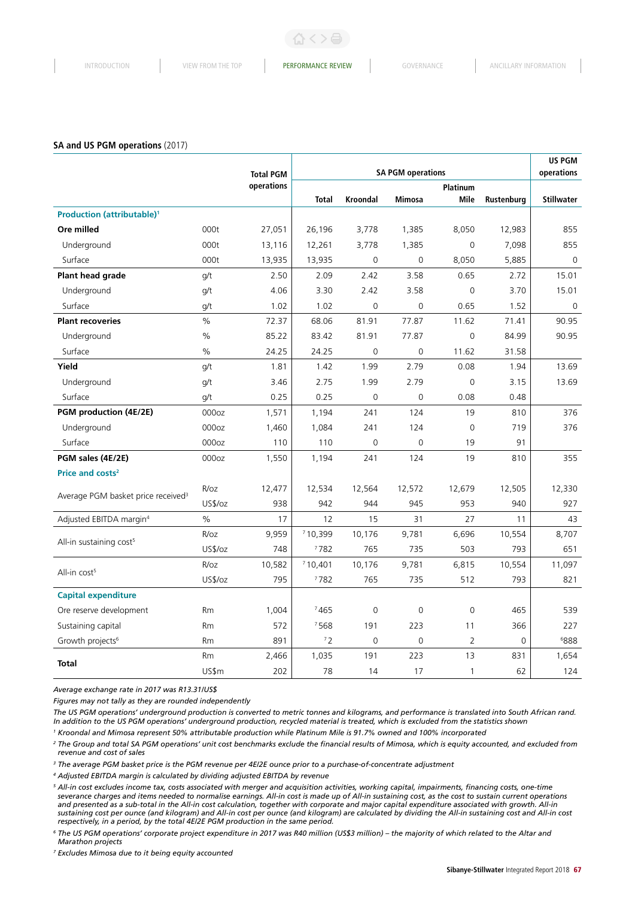**SA and US PGM operations** (2017)

| | | Total PGM operations | SA PGM operations | | | | | US PGM operations |
|---|---|---|---|---|---|---|---|---|
| | | | Total | Kroondal | Mimosa | Platinum Mile | Rustenburg | Stillwater |
| **Production (attributable)**[1] | | | | | | | | |
| **Ore milled** | 000t | 27,051 | 26,196 | 3,778 | 1,385 | 8,050 | 12,983 | 855 |
| Underground | 000t | 13,116 | 12,261 | 3,778 | 1,385 | 0 | 7,098 | 855 |
| Surface | 000t | 13,935 | 13,935 | 0 | 0 | 8,050 | 5,885 | 0 |
| **Plant head grade** | g/t | 2.50 | 2.09 | 2.42 | 3.58 | 0.65 | 2.72 | 15.01 |
| Underground | g/t | 4.06 | 3.30 | 2.42 | 3.58 | 0 | 3.70 | 15.01 |
| Surface | g/t | 1.02 | 1.02 | 0 | 0 | 0.65 | 1.52 | 0 |
| **Plant recoveries** | % | 72.37 | 68.06 | 81.91 | 77.87 | 11.62 | 71.41 | 90.95 |
| Underground | % | 85.22 | 83.42 | 81.91 | 77.87 | 0 | 84.99 | 90.95 |
| Surface | % | 24.25 | 24.25 | 0 | 0 | 11.62 | 31.58 | |
| **Yield** | g/t | 1.81 | 1.42 | 1.99 | 2.79 | 0.08 | 1.94 | 13.69 |
| Underground | g/t | 3.46 | 2.75 | 1.99 | 2.79 | 0 | 3.15 | 13.69 |
| Surface | g/t | 0.25 | 0.25 | 0 | 0 | 0.08 | 0.48 | |
| **PGM production (4E/2E)** | 000oz | 1,571 | 1,194 | 241 | 124 | 19 | 810 | 376 |
| Underground | 000oz | 1,460 | 1,084 | 241 | 124 | 0 | 719 | 376 |
| Surface | 000oz | 110 | 110 | 0 | 0 | 19 | 91 | |
| **PGM sales (4E/2E)** | 000oz | 1,550 | 1,194 | 241 | 124 | 19 | 810 | 355 |
| **Price and costs**[2] | | | | | | | | |
| Average PGM basket price received[3] | R/oz | 12,477 | 12,534 | 12,564 | 12,572 | 12,679 | 12,505 | 12,330 |
| | US$/oz | 938 | 942 | 944 | 945 | 953 | 940 | 927 |
| Adjusted EBITDA margin[4] | % | 17 | 12 | 15 | 31 | 27 | 11 | 43 |
| All-in sustaining cost[5] | R/oz | 9,959 | [7] 10,399 | 10,176 | 9,781 | 6,696 | 10,554 | 8,707 |
| | US$/oz | 748 | [7] 782 | 765 | 735 | 503 | 793 | 651 |
| All-in cost[5] | R/oz | 10,582 | [7] 10,401 | 10,176 | 9,781 | 6,815 | 10,554 | 11,097 |
| | US$/oz | 795 | [7] 782 | 765 | 735 | 512 | 793 | 821 |
| **Capital expenditure** | | | | | | | | |
| Ore reserve development | Rm | 1,004 | [7] 465 | 0 | 0 | 0 | 465 | 539 |
| Sustaining capital | Rm | 572 | [7] 568 | 191 | 223 | 11 | 366 | 227 |
| Growth projects[6] | Rm | 891 | [7] 2 | 0 | 0 | 2 | 0 | [6] 888 |
| **Total** | Rm | 2,466 | 1,035 | 191 | 223 | 13 | 831 | 1,654 |
| | US$m | 202 | 78 | 14 | 17 | 1 | 62 | 124 |

*Average exchange rate in 2017 was R13.31/US$*

*Figures may not tally as they are rounded independently*

*The US PGM operations' underground production is converted to metric tonnes and kilograms, and performance is translated into South African rand. In addition to the US PGM operations' underground production, recycled material is treated, which is excluded from the statistics shown*

[1] *Kroondal and Mimosa represent 50% attributable production while Platinum Mile is 91.7% owned and 100% incorporated*

[2] *The Group and total SA PGM operations' unit cost benchmarks exclude the financial results of Mimosa, which is equity accounted, and excluded from revenue and cost of sales*

[3] *The average PGM basket price is the PGM revenue per 4E/2E ounce prior to a purchase-of-concentrate adjustment*

[4] *Adjusted EBITDA margin is calculated by dividing adjusted EBITDA by revenue*

[5] *All-in cost excludes income tax, costs associated with merger and acquisition activities, working capital, impairments, financing costs, one-time severance charges and items needed to normalise earnings. All-in cost is made up of All-in sustaining cost, as the cost to sustain current operations and presented as a sub-total in the All-in cost calculation, together with corporate and major capital expenditure associated with growth. All-in sustaining cost per ounce (and kilogram) and All-in cost per ounce (and kilogram) are calculated by dividing the All-in sustaining cost and All-in cost respectively, in a period, by the total 4E/2E PGM production in the same period.*

[6] *The US PGM operations' corporate project expenditure in 2017 was R40 million (US$3 million) – the majority of which related to the Altar and Marathon projects*

[7] *Excludes Mimosa due to it being equity accounted*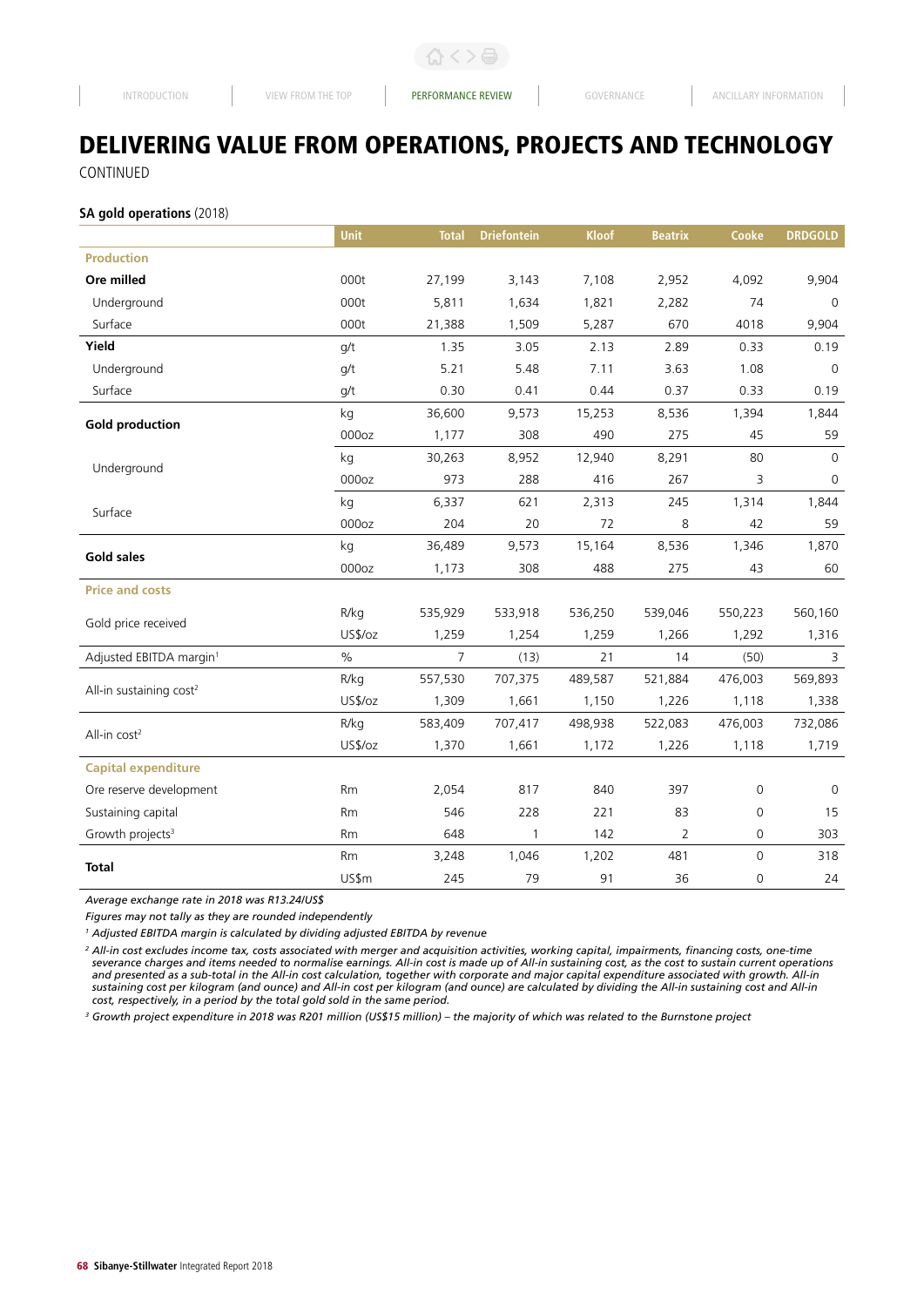# DELIVERING VALUE FROM OPERATIONS, PROJECTS AND TECHNOLOGY

CONTINUED

**SA gold operations** (2018)

| | Unit | Total | Driefontein | Kloof | Beatrix | Cooke | DRDGOLD |
|---|---|---|---|---|---|---|---|
| **Production** | | | | | | | |
| **Ore milled** | 000t | 27,199 | 3,143 | 7,108 | 2,952 | 4,092 | 9,904 |
| Underground | 000t | 5,811 | 1,634 | 1,821 | 2,282 | 74 | 0 |
| Surface | 000t | 21,388 | 1,509 | 5,287 | 670 | 4018 | 9,904 |
| **Yield** | g/t | 1.35 | 3.05 | 2.13 | 2.89 | 0.33 | 0.19 |
| Underground | g/t | 5.21 | 5.48 | 7.11 | 3.63 | 1.08 | 0 |
| Surface | g/t | 0.30 | 0.41 | 0.44 | 0.37 | 0.33 | 0.19 |
| **Gold production** | kg | 36,600 | 9,573 | 15,253 | 8,536 | 1,394 | 1,844 |
| | 000oz | 1,177 | 308 | 490 | 275 | 45 | 59 |
| Underground | kg | 30,263 | 8,952 | 12,940 | 8,291 | 80 | 0 |
| | 000oz | 973 | 288 | 416 | 267 | 3 | 0 |
| Surface | kg | 6,337 | 621 | 2,313 | 245 | 1,314 | 1,844 |
| | 000oz | 204 | 20 | 72 | 8 | 42 | 59 |
| **Gold sales** | kg | 36,489 | 9,573 | 15,164 | 8,536 | 1,346 | 1,870 |
| | 000oz | 1,173 | 308 | 488 | 275 | 43 | 60 |
| **Price and costs** | | | | | | | |
| Gold price received | R/kg | 535,929 | 533,918 | 536,250 | 539,046 | 550,223 | 560,160 |
| | US$/oz | 1,259 | 1,254 | 1,259 | 1,266 | 1,292 | 1,316 |
| Adjusted EBITDA margin[1] | % | 7 | (13) | 21 | 14 | (50) | 3 |
| All-in sustaining cost[2] | R/kg | 557,530 | 707,375 | 489,587 | 521,884 | 476,003 | 569,893 |
| | US$/oz | 1,309 | 1,661 | 1,150 | 1,226 | 1,118 | 1,338 |
| All-in cost[2] | R/kg | 583,409 | 707,417 | 498,938 | 522,083 | 476,003 | 732,086 |
| | US$/oz | 1,370 | 1,661 | 1,172 | 1,226 | 1,118 | 1,719 |
| **Capital expenditure** | | | | | | | |
| Ore reserve development | Rm | 2,054 | 817 | 840 | 397 | 0 | 0 |
| Sustaining capital | Rm | 546 | 228 | 221 | 83 | 0 | 15 |
| Growth projects[3] | Rm | 648 | 1 | 142 | 2 | 0 | 303 |
| **Total** | Rm | 3,248 | 1,046 | 1,202 | 481 | 0 | 318 |
| | US$m | 245 | 79 | 91 | 36 | 0 | 24 |

*Average exchange rate in 2018 was R13.24/US$*

*Figures may not tally as they are rounded independently*

[1] *Adjusted EBITDA margin is calculated by dividing adjusted EBITDA by revenue*

[2] *All-in cost excludes income tax, costs associated with merger and acquisition activities, working capital, impairments, financing costs, one-time severance charges and items needed to normalise earnings. All-in cost is made up of All-in sustaining cost, as the cost to sustain current operations and presented as a sub-total in the All-in cost calculation, together with corporate and major capital expenditure associated with growth. All-in sustaining cost per kilogram (and ounce) and All-in cost per kilogram (and ounce) are calculated by dividing the All-in sustaining cost and All-in cost, respectively, in a period by the total gold sold in the same period.*

[3] *Growth project expenditure in 2018 was R201 million (US$15 million) – the majority of which was related to the Burnstone project*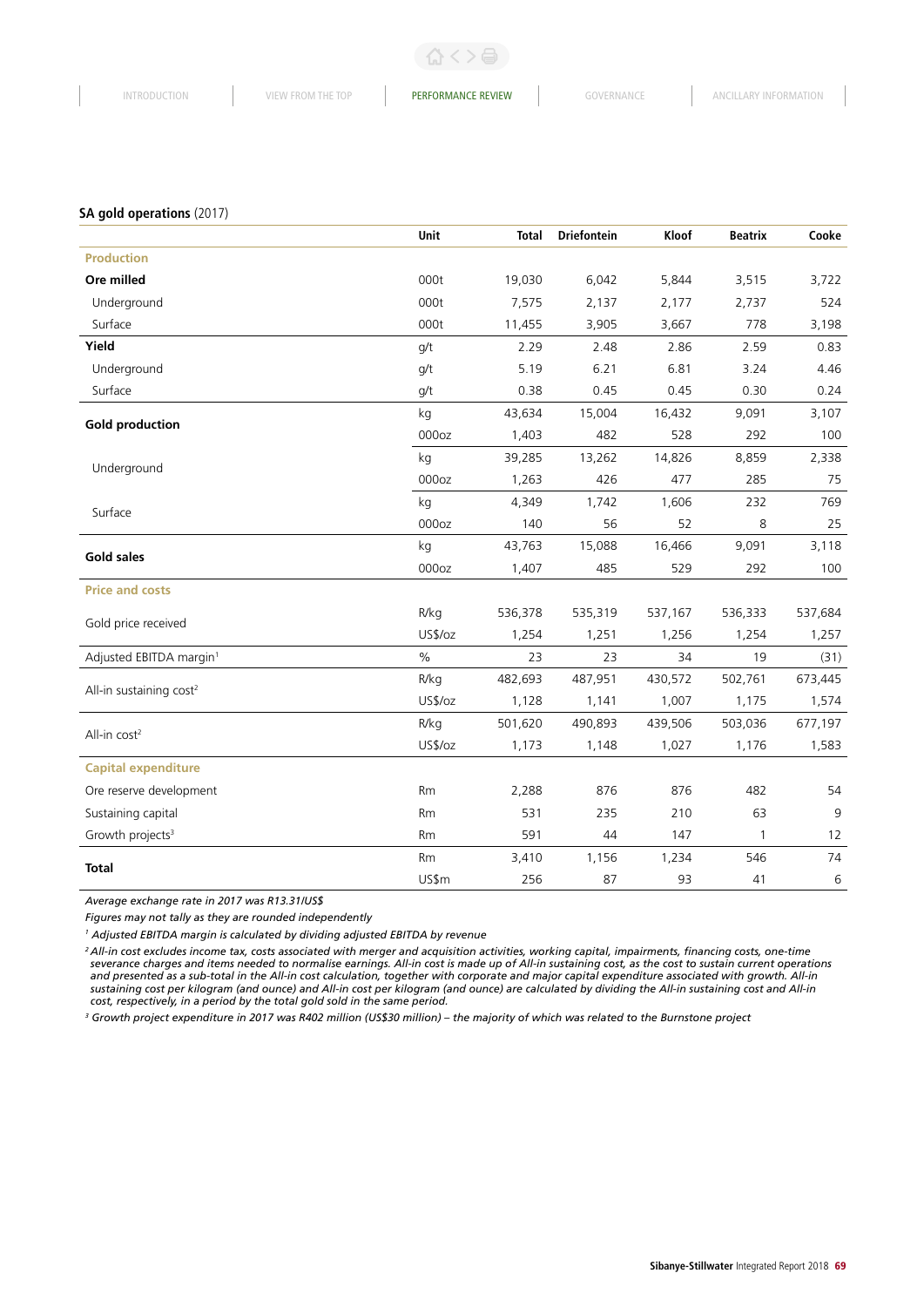**SA gold operations** (2017)

| | Unit | Total | Driefontein | Kloof | Beatrix | Cooke |
|---|---|---|---|---|---|---|
| **Production** | | | | | | |
| **Ore milled** | 000t | 19,030 | 6,042 | 5,844 | 3,515 | 3,722 |
| Underground | 000t | 7,575 | 2,137 | 2,177 | 2,737 | 524 |
| Surface | 000t | 11,455 | 3,905 | 3,667 | 778 | 3,198 |
| **Yield** | g/t | 2.29 | 2.48 | 2.86 | 2.59 | 0.83 |
| Underground | g/t | 5.19 | 6.21 | 6.81 | 3.24 | 4.46 |
| Surface | g/t | 0.38 | 0.45 | 0.45 | 0.30 | 0.24 |
| **Gold production** | kg | 43,634 | 15,004 | 16,432 | 9,091 | 3,107 |
| | 000oz | 1,403 | 482 | 528 | 292 | 100 |
| Underground | kg | 39,285 | 13,262 | 14,826 | 8,859 | 2,338 |
| | 000oz | 1,263 | 426 | 477 | 285 | 75 |
| Surface | kg | 4,349 | 1,742 | 1,606 | 232 | 769 |
| | 000oz | 140 | 56 | 52 | 8 | 25 |
| **Gold sales** | kg | 43,763 | 15,088 | 16,466 | 9,091 | 3,118 |
| | 000oz | 1,407 | 485 | 529 | 292 | 100 |
| **Price and costs** | | | | | | |
| Gold price received | R/kg | 536,378 | 535,319 | 537,167 | 536,333 | 537,684 |
| | US$/oz | 1,254 | 1,251 | 1,256 | 1,254 | 1,257 |
| Adjusted EBITDA margin[1] | % | 23 | 23 | 34 | 19 | (31) |
| All-in sustaining cost[2] | R/kg | 482,693 | 487,951 | 430,572 | 502,761 | 673,445 |
| | US$/oz | 1,128 | 1,141 | 1,007 | 1,175 | 1,574 |
| All-in cost[2] | R/kg | 501,620 | 490,893 | 439,506 | 503,036 | 677,197 |
| | US$/oz | 1,173 | 1,148 | 1,027 | 1,176 | 1,583 |
| **Capital expenditure** | | | | | | |
| Ore reserve development | Rm | 2,288 | 876 | 876 | 482 | 54 |
| Sustaining capital | Rm | 531 | 235 | 210 | 63 | 9 |
| Growth projects[3] | Rm | 591 | 44 | 147 | 1 | 12 |
| **Total** | Rm | 3,410 | 1,156 | 1,234 | 546 | 74 |
| | US$m | 256 | 87 | 93 | 41 | 6 |

*Average exchange rate in 2017 was R13.31/US$*

*Figures may not tally as they are rounded independently*

[1] *Adjusted EBITDA margin is calculated by dividing adjusted EBITDA by revenue*

[2] *All-in cost excludes income tax, costs associated with merger and acquisition activities, working capital, impairments, financing costs, one-time severance charges and items needed to normalise earnings. All-in cost is made up of All-in sustaining cost, as the cost to sustain current operations and presented as a sub-total in the All-in cost calculation, together with corporate and major capital expenditure associated with growth. All-in sustaining cost per kilogram (and ounce) and All-in cost per kilogram (and ounce) are calculated by dividing the All-in sustaining cost and All-in cost, respectively, in a period by the total gold sold in the same period.*

[3] *Growth project expenditure in 2017 was R402 million (US$30 million) – the majority of which was related to the Burnstone project*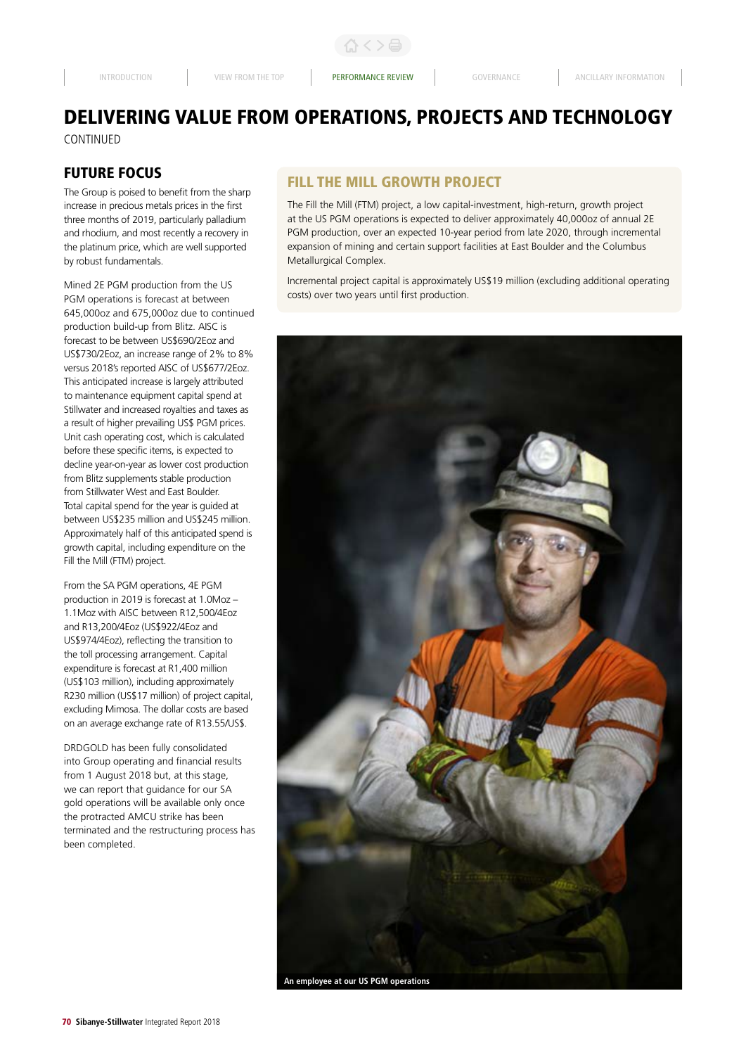# DELIVERING VALUE FROM OPERATIONS, PROJECTS AND TECHNOLOGY

CONTINUED

## FUTURE FOCUS

The Group is poised to benefit from the sharp increase in precious metals prices in the first three months of 2019, particularly palladium and rhodium, and most recently a recovery in the platinum price, which are well supported by robust fundamentals.

Mined 2E PGM production from the US PGM operations is forecast at between 645,000oz and 675,000oz due to continued production build-up from Blitz. AISC is forecast to be between US$690/2Eoz and US$730/2Eoz, an increase range of 2% to 8% versus 2018's reported AISC of US$677/2Eoz. This anticipated increase is largely attributed to maintenance equipment capital spend at Stillwater and increased royalties and taxes as a result of higher prevailing US$ PGM prices. Unit cash operating cost, which is calculated before these specific items, is expected to decline year-on-year as lower cost production from Blitz supplements stable production from Stillwater West and East Boulder. Total capital spend for the year is guided at between US$235 million and US$245 million. Approximately half of this anticipated spend is growth capital, including expenditure on the Fill the Mill (FTM) project.

From the SA PGM operations, 4E PGM production in 2019 is forecast at 1.0Moz – 1.1Moz with AISC between R12,500/4Eoz and R13,200/4Eoz (US$922/4Eoz and US$974/4Eoz), reflecting the transition to the toll processing arrangement. Capital expenditure is forecast at R1,400 million (US$103 million), including approximately R230 million (US$17 million) of project capital, excluding Mimosa. The dollar costs are based on an average exchange rate of R13.55/US$.

DRDGOLD has been fully consolidated into Group operating and financial results from 1 August 2018 but, at this stage, we can report that guidance for our SA gold operations will be available only once the protracted AMCU strike has been terminated and the restructuring process has been completed.

## FILL THE MILL GROWTH PROJECT

The Fill the Mill (FTM) project, a low capital-investment, high-return, growth project at the US PGM operations is expected to deliver approximately 40,000oz of annual 2E PGM production, over an expected 10-year period from late 2020, through incremental expansion of mining and certain support facilities at East Boulder and the Columbus Metallurgical Complex.

Incremental project capital is approximately US$19 million (excluding additional operating costs) over two years until first production.

An employee at our US PGM operations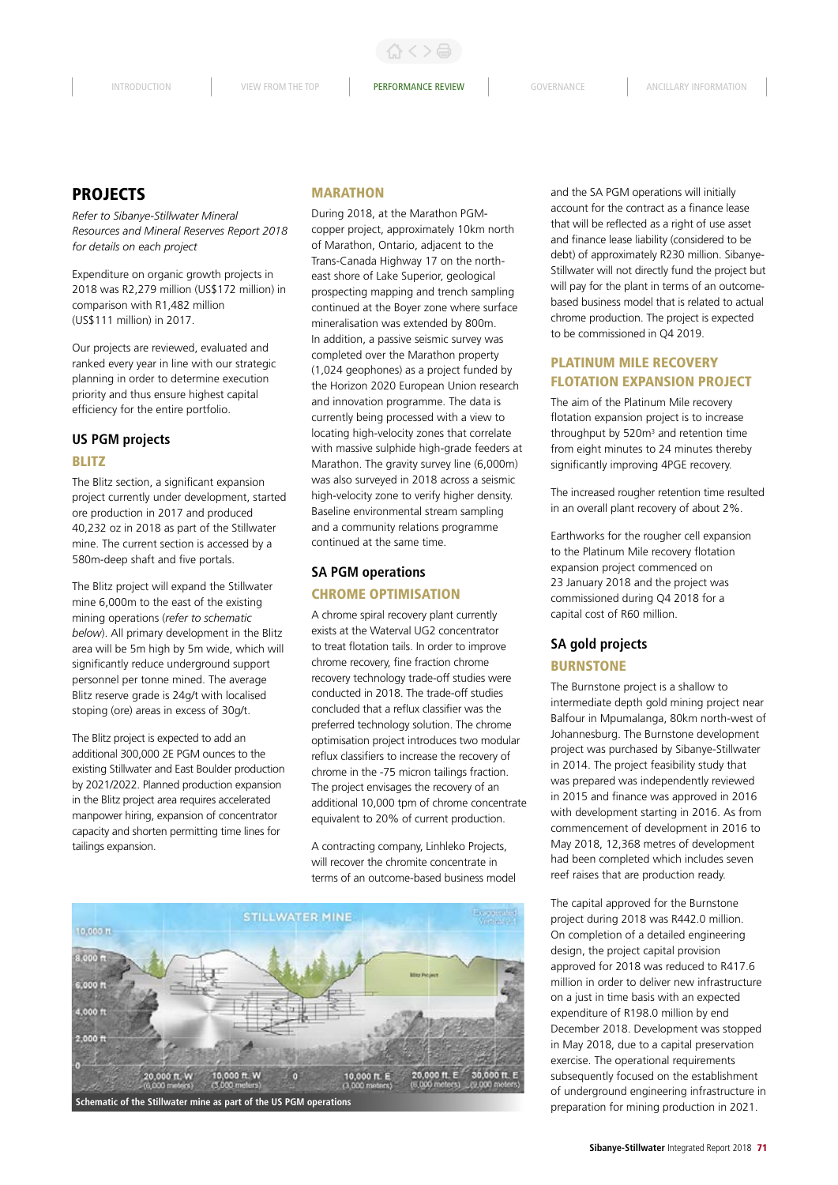## PROJECTS

*Refer to Sibanye-Stillwater Mineral Resources and Mineral Reserves Report 2018 for details on each project*

Expenditure on organic growth projects in 2018 was R2,279 million (US$172 million) in comparison with R1,482 million (US$111 million) in 2017.

Our projects are reviewed, evaluated and ranked every year in line with our strategic planning in order to determine execution priority and thus ensure highest capital efficiency for the entire portfolio.

### US PGM projects

#### BLITZ

The Blitz section, a significant expansion project currently under development, started ore production in 2017 and produced 40,232 oz in 2018 as part of the Stillwater mine. The current section is accessed by a 580m-deep shaft and five portals.

The Blitz project will expand the Stillwater mine 6,000m to the east of the existing mining operations (*refer to schematic below*). All primary development in the Blitz area will be 5m high by 5m wide, which will significantly reduce underground support personnel per tonne mined. The average Blitz reserve grade is 24g/t with localised stoping (ore) areas in excess of 30g/t.

The Blitz project is expected to add an additional 300,000 2E PGM ounces to the existing Stillwater and East Boulder production by 2021/2022. Planned production expansion in the Blitz project area requires accelerated manpower hiring, expansion of concentrator capacity and shorten permitting time lines for tailings expansion.

#### MARATHON

During 2018, at the Marathon PGM-copper project, approximately 10km north of Marathon, Ontario, adjacent to the Trans-Canada Highway 17 on the north-east shore of Lake Superior, geological prospecting mapping and trench sampling continued at the Boyer zone where surface mineralisation was extended by 800m. In addition, a passive seismic survey was completed over the Marathon property (1,024 geophones) as a project funded by the Horizon 2020 European Union research and innovation programme. The data is currently being processed with a view to locating high-velocity zones that correlate with massive sulphide high-grade feeders at Marathon. The gravity survey line (6,000m) was also surveyed in 2018 across a seismic high-velocity zone to verify higher density. Baseline environmental stream sampling and a community relations programme continued at the same time.

### SA PGM operations

#### CHROME OPTIMISATION

A chrome spiral recovery plant currently exists at the Waterval UG2 concentrator to treat flotation tails. In order to improve chrome recovery, fine fraction chrome recovery technology trade-off studies were conducted in 2018. The trade-off studies concluded that a reflux classifier was the preferred technology solution. The chrome optimisation project introduces two modular reflux classifiers to increase the recovery of chrome in the -75 micron tailings fraction. The project envisages the recovery of an additional 10,000 tpm of chrome concentrate equivalent to 20% of current production.

A contracting company, Linhleko Projects, will recover the chromite concentrate in terms of an outcome-based business model and the SA PGM operations will initially account for the contract as a finance lease that will be reflected as a right of use asset and finance lease liability (considered to be debt) of approximately R230 million. Sibanye-Stillwater will not directly fund the project but will pay for the plant in terms of an outcome-based business model that is related to actual chrome production. The project is expected to be commissioned in Q4 2019.

#### PLATINUM MILE RECOVERY FLOTATION EXPANSION PROJECT

The aim of the Platinum Mile recovery flotation expansion project is to increase throughput by 520m³ and retention time from eight minutes to 24 minutes thereby significantly improving 4PGE recovery.

The increased rougher retention time resulted in an overall plant recovery of about 2%.

Earthworks for the rougher cell expansion to the Platinum Mile recovery flotation expansion project commenced on 23 January 2018 and the project was commissioned during Q4 2018 for a capital cost of R60 million.

### SA gold projects

#### BURNSTONE

The Burnstone project is a shallow to intermediate depth gold mining project near Balfour in Mpumalanga, 80km north-west of Johannesburg. The Burnstone development project was purchased by Sibanye-Stillwater in 2014. The project feasibility study that was prepared was independently reviewed in 2015 and finance was approved in 2016 with development starting in 2016. As from commencement of development in 2016 to May 2018, 12,368 metres of development had been completed which includes seven reef raises that are production ready.

The capital approved for the Burnstone project during 2018 was R442.0 million. On completion of a detailed engineering design, the project capital provision approved for 2018 was reduced to R417.6 million in order to deliver new infrastructure on a just in time basis with an expected expenditure of R198.0 million by end December 2018. Development was stopped in May 2018, due to a capital preservation exercise. The operational requirements subsequently focused on the establishment of underground engineering infrastructure in preparation for mining production in 2021.

Schematic of the Stillwater mine as part of the US PGM operations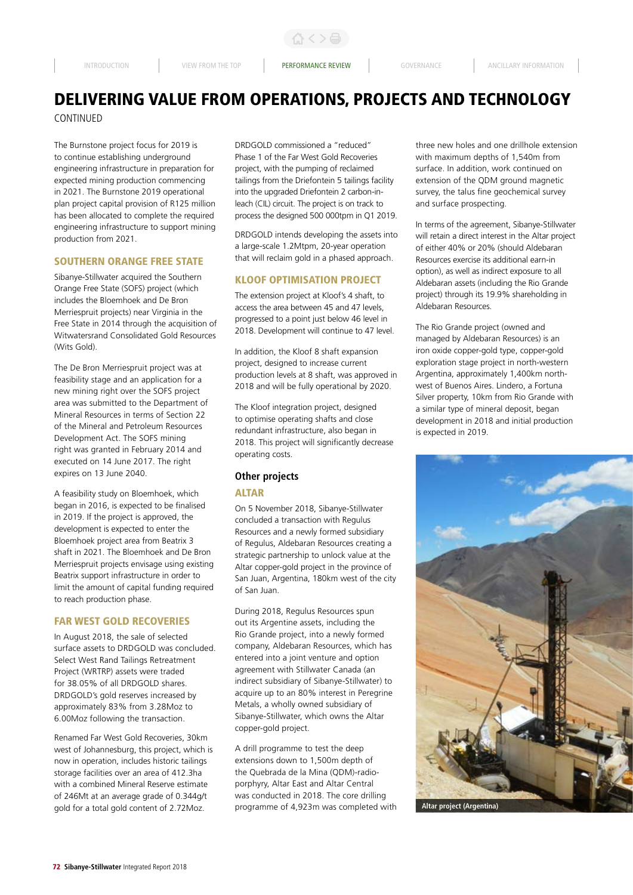# DELIVERING VALUE FROM OPERATIONS, PROJECTS AND TECHNOLOGY

CONTINUED

The Burnstone project focus for 2019 is to continue establishing underground engineering infrastructure in preparation for expected mining production commencing in 2021. The Burnstone 2019 operational plan project capital provision of R125 million has been allocated to complete the required engineering infrastructure to support mining production from 2021.

## SOUTHERN ORANGE FREE STATE

Sibanye-Stillwater acquired the Southern Orange Free State (SOFS) project (which includes the Bloemhoek and De Bron Merriespruit projects) near Virginia in the Free State in 2014 through the acquisition of Witwatersrand Consolidated Gold Resources (Wits Gold).

The De Bron Merriespruit project was at feasibility stage and an application for a new mining right over the SOFS project area was submitted to the Department of Mineral Resources in terms of Section 22 of the Mineral and Petroleum Resources Development Act. The SOFS mining right was granted in February 2014 and executed on 14 June 2017. The right expires on 13 June 2040.

A feasibility study on Bloemhoek, which began in 2016, is expected to be finalised in 2019. If the project is approved, the development is expected to enter the Bloemhoek project area from Beatrix 3 shaft in 2021. The Bloemhoek and De Bron Merriespruit projects envisage using existing Beatrix support infrastructure in order to limit the amount of capital funding required to reach production phase.

## FAR WEST GOLD RECOVERIES

In August 2018, the sale of selected surface assets to DRDGOLD was concluded. Select West Rand Tailings Retreatment Project (WRTRP) assets were traded for 38.05% of all DRDGOLD shares. DRDGOLD's gold reserves increased by approximately 83% from 3.28Moz to 6.00Moz following the transaction.

Renamed Far West Gold Recoveries, 30km west of Johannesburg, this project, which is now in operation, includes historic tailings storage facilities over an area of 412.3ha with a combined Mineral Reserve estimate of 246Mt at an average grade of 0.344g/t gold for a total gold content of 2.72Moz.

DRDGOLD commissioned a "reduced" Phase 1 of the Far West Gold Recoveries project, with the pumping of reclaimed tailings from the Driefontein 5 tailings facility into the upgraded Driefontein 2 carbon-in-leach (CIL) circuit. The project is on track to process the designed 500 000tpm in Q1 2019.

DRDGOLD intends developing the assets into a large-scale 1.2Mtpm, 20-year operation that will reclaim gold in a phased approach.

## KLOOF OPTIMISATION PROJECT

The extension project at Kloof's 4 shaft, to access the area between 45 and 47 levels, progressed to a point just below 46 level in 2018. Development will continue to 47 level.

In addition, the Kloof 8 shaft expansion project, designed to increase current production levels at 8 shaft, was approved in 2018 and will be fully operational by 2020.

The Kloof integration project, designed to optimise operating shafts and close redundant infrastructure, also began in 2018. This project will significantly decrease operating costs.

## Other projects

### ALTAR

On 5 November 2018, Sibanye-Stillwater concluded a transaction with Regulus Resources and a newly formed subsidiary of Regulus, Aldebaran Resources creating a strategic partnership to unlock value at the Altar copper-gold project in the province of San Juan, Argentina, 180km west of the city of San Juan.

During 2018, Regulus Resources spun out its Argentine assets, including the Rio Grande project, into a newly formed company, Aldebaran Resources, which has entered into a joint venture and option agreement with Stillwater Canada (an indirect subsidiary of Sibanye-Stillwater) to acquire up to an 80% interest in Peregrine Metals, a wholly owned subsidiary of Sibanye-Stillwater, which owns the Altar copper-gold project.

A drill programme to test the deep extensions down to 1,500m depth of the Quebrada de la Mina (QDM)-radio-porphyry, Altar East and Altar Central was conducted in 2018. The core drilling programme of 4,923m was completed with three new holes and one drillhole extension with maximum depths of 1,540m from surface. In addition, work continued on extension of the QDM ground magnetic survey, the talus fine geochemical survey and surface prospecting.

In terms of the agreement, Sibanye-Stillwater will retain a direct interest in the Altar project of either 40% or 20% (should Aldebaran Resources exercise its additional earn-in option), as well as indirect exposure to all Aldebaran assets (including the Rio Grande project) through its 19.9% shareholding in Aldebaran Resources.

The Rio Grande project (owned and managed by Aldebaran Resources) is an iron oxide copper-gold type, copper-gold exploration stage project in north-western Argentina, approximately 1,400km north-west of Buenos Aires. Lindero, a Fortuna Silver property, 10km from Rio Grande with a similar type of mineral deposit, began development in 2018 and initial production is expected in 2019.

Altar project (Argentina)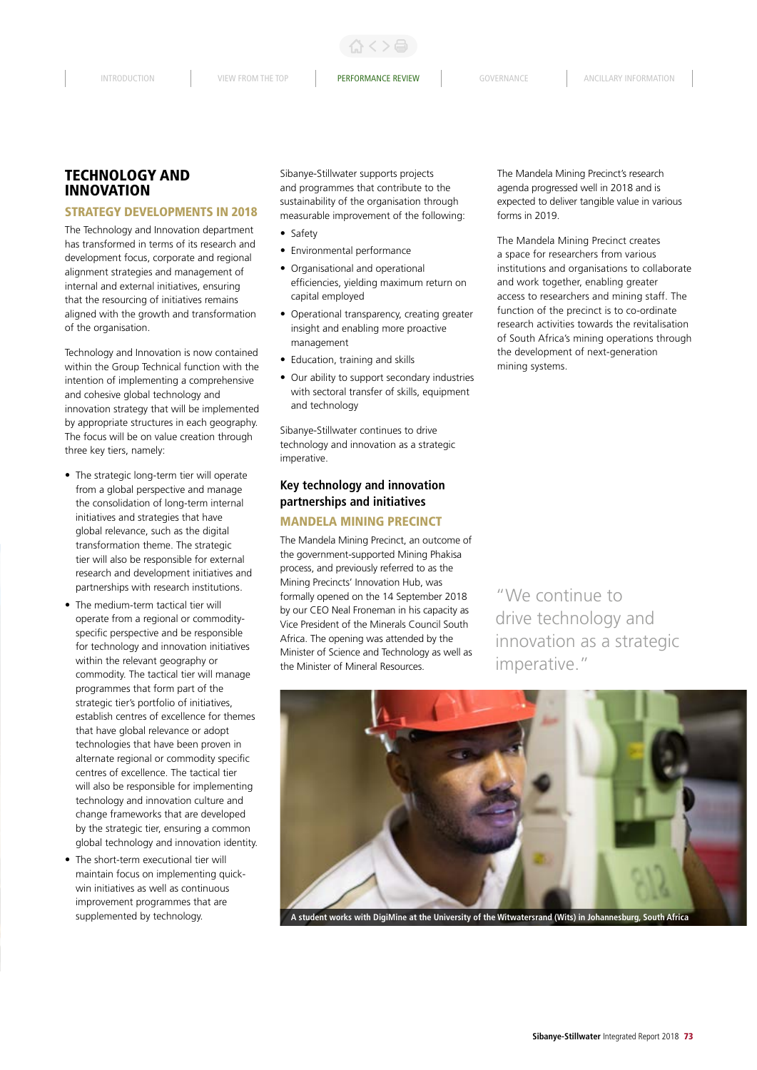# TECHNOLOGY AND INNOVATION

## STRATEGY DEVELOPMENTS IN 2018

The Technology and Innovation department has transformed in terms of its research and development focus, corporate and regional alignment strategies and management of internal and external initiatives, ensuring that the resourcing of initiatives remains aligned with the growth and transformation of the organisation.

Technology and Innovation is now contained within the Group Technical function with the intention of implementing a comprehensive and cohesive global technology and innovation strategy that will be implemented by appropriate structures in each geography. The focus will be on value creation through three key tiers, namely:

- The strategic long-term tier will operate from a global perspective and manage the consolidation of long-term internal initiatives and strategies that have global relevance, such as the digital transformation theme. The strategic tier will also be responsible for external research and development initiatives and partnerships with research institutions.
- The medium-term tactical tier will operate from a regional or commodity-specific perspective and be responsible for technology and innovation initiatives within the relevant geography or commodity. The tactical tier will manage programmes that form part of the strategic tier's portfolio of initiatives, establish centres of excellence for themes that have global relevance or adopt technologies that have been proven in alternate regional or commodity specific centres of excellence. The tactical tier will also be responsible for implementing technology and innovation culture and change frameworks that are developed by the strategic tier, ensuring a common global technology and innovation identity.
- The short-term executional tier will maintain focus on implementing quick-win initiatives as well as continuous improvement programmes that are supplemented by technology.

Sibanye-Stillwater supports projects and programmes that contribute to the sustainability of the organisation through measurable improvement of the following:

- Safety
- Environmental performance
- Organisational and operational efficiencies, yielding maximum return on capital employed
- Operational transparency, creating greater insight and enabling more proactive management
- Education, training and skills
- Our ability to support secondary industries with sectoral transfer of skills, equipment and technology

Sibanye-Stillwater continues to drive technology and innovation as a strategic imperative.

### Key technology and innovation partnerships and initiatives

#### MANDELA MINING PRECINCT

The Mandela Mining Precinct, an outcome of the government-supported Mining Phakisa process, and previously referred to as the Mining Precincts' Innovation Hub, was formally opened on the 14 September 2018 by our CEO Neal Froneman in his capacity as Vice President of the Minerals Council South Africa. The opening was attended by the Minister of Science and Technology as well as the Minister of Mineral Resources.

The Mandela Mining Precinct's research agenda progressed well in 2018 and is expected to deliver tangible value in various forms in 2019.

The Mandela Mining Precinct creates a space for researchers from various institutions and organisations to collaborate and work together, enabling greater access to researchers and mining staff. The function of the precinct is to co-ordinate research activities towards the revitalisation of South Africa's mining operations through the development of next-generation mining systems.

"We continue to drive technology and innovation as a strategic imperative."

A student works with DigiMine at the University of the Witwatersrand (Wits) in Johannesburg, South Africa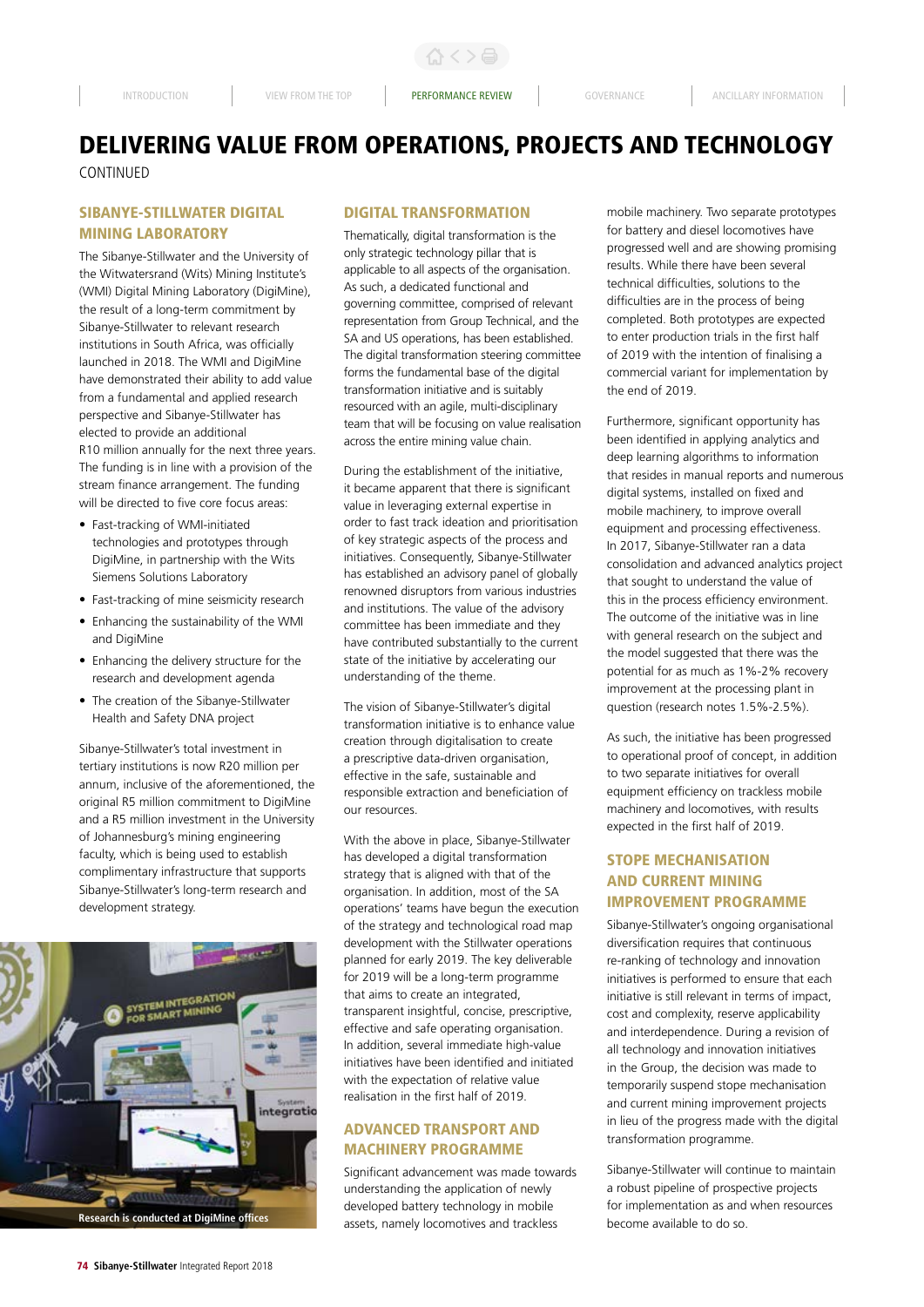# DELIVERING VALUE FROM OPERATIONS, PROJECTS AND TECHNOLOGY

CONTINUED

## SIBANYE-STILLWATER DIGITAL MINING LABORATORY

The Sibanye-Stillwater and the University of the Witwatersrand (Wits) Mining Institute's (WMI) Digital Mining Laboratory (DigiMine), the result of a long-term commitment by Sibanye-Stillwater to relevant research institutions in South Africa, was officially launched in 2018. The WMI and DigiMine have demonstrated their ability to add value from a fundamental and applied research perspective and Sibanye-Stillwater has elected to provide an additional R10 million annually for the next three years. The funding is in line with a provision of the stream finance arrangement. The funding will be directed to five core focus areas:

- Fast-tracking of WMI-initiated technologies and prototypes through DigiMine, in partnership with the Wits Siemens Solutions Laboratory
- Fast-tracking of mine seismicity research
- Enhancing the sustainability of the WMI and DigiMine
- Enhancing the delivery structure for the research and development agenda
- The creation of the Sibanye-Stillwater Health and Safety DNA project

Sibanye-Stillwater's total investment in tertiary institutions is now R20 million per annum, inclusive of the aforementioned, the original R5 million commitment to DigiMine and a R5 million investment in the University of Johannesburg's mining engineering faculty, which is being used to establish complimentary infrastructure that supports Sibanye-Stillwater's long-term research and development strategy.

**Research is conducted at DigiMine offices**

## DIGITAL TRANSFORMATION

Thematically, digital transformation is the only strategic technology pillar that is applicable to all aspects of the organisation. As such, a dedicated functional and governing committee, comprised of relevant representation from Group Technical, and the SA and US operations, has been established. The digital transformation steering committee forms the fundamental base of the digital transformation initiative and is suitably resourced with an agile, multi-disciplinary team that will be focusing on value realisation across the entire mining value chain.

During the establishment of the initiative, it became apparent that there is significant value in leveraging external expertise in order to fast track ideation and prioritisation of key strategic aspects of the process and initiatives. Consequently, Sibanye-Stillwater has established an advisory panel of globally renowned disruptors from various industries and institutions. The value of the advisory committee has been immediate and they have contributed substantially to the current state of the initiative by accelerating our understanding of the theme.

The vision of Sibanye-Stillwater's digital transformation initiative is to enhance value creation through digitalisation to create a prescriptive data-driven organisation, effective in the safe, sustainable and responsible extraction and beneficiation of our resources.

With the above in place, Sibanye-Stillwater has developed a digital transformation strategy that is aligned with that of the organisation. In addition, most of the SA operations' teams have begun the execution of the strategy and technological road map development with the Stillwater operations planned for early 2019. The key deliverable for 2019 will be a long-term programme that aims to create an integrated, transparent insightful, concise, prescriptive, effective and safe operating organisation. In addition, several immediate high-value initiatives have been identified and initiated with the expectation of relative value realisation in the first half of 2019.

## ADVANCED TRANSPORT AND MACHINERY PROGRAMME

Significant advancement was made towards understanding the application of newly developed battery technology in mobile assets, namely locomotives and trackless mobile machinery. Two separate prototypes for battery and diesel locomotives have progressed well and are showing promising results. While there have been several technical difficulties, solutions to the difficulties are in the process of being completed. Both prototypes are expected to enter production trials in the first half of 2019 with the intention of finalising a commercial variant for implementation by the end of 2019.

Furthermore, significant opportunity has been identified in applying analytics and deep learning algorithms to information that resides in manual reports and numerous digital systems, installed on fixed and mobile machinery, to improve overall equipment and processing effectiveness. In 2017, Sibanye-Stillwater ran a data consolidation and advanced analytics project that sought to understand the value of this in the process efficiency environment. The outcome of the initiative was in line with general research on the subject and the model suggested that there was the potential for as much as 1%-2% recovery improvement at the processing plant in question (research notes 1.5%-2.5%).

As such, the initiative has been progressed to operational proof of concept, in addition to two separate initiatives for overall equipment efficiency on trackless mobile machinery and locomotives, with results expected in the first half of 2019.

## STOPE MECHANISATION AND CURRENT MINING IMPROVEMENT PROGRAMME

Sibanye-Stillwater's ongoing organisational diversification requires that continuous re-ranking of technology and innovation initiatives is performed to ensure that each initiative is still relevant in terms of impact, cost and complexity, reserve applicability and interdependence. During a revision of all technology and innovation initiatives in the Group, the decision was made to temporarily suspend stope mechanisation and current mining improvement projects in lieu of the progress made with the digital transformation programme.

Sibanye-Stillwater will continue to maintain a robust pipeline of prospective projects for implementation as and when resources become available to do so.